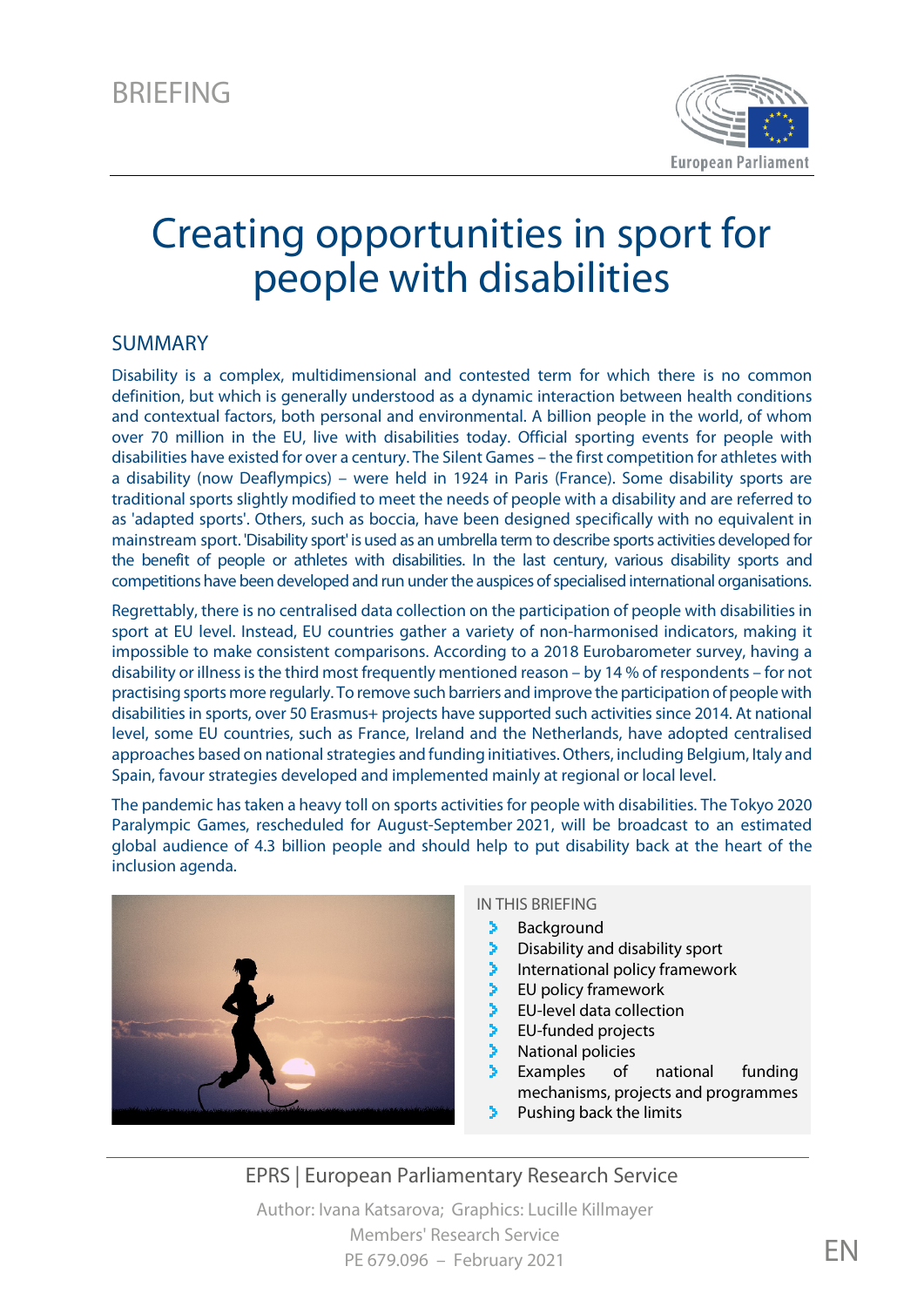BRIEFING

# Creating opportunities in sport for people with disabilities

## SUMMARY

Disability is a complex, multidimensional and contested term for which there is no common definition, but which is generally understood as a dynamic interaction between health conditions and contextual factors, both personal and environmental. A billion people in the world, of whom over 70 million in the EU, live with disabilities today. Official sporting events for people with disabilities have existed for over a century. The Silent Games – the first competition for athletes with a disability (now Deaflympics) – were held in 1924 in Paris (France). Some disability sports are traditional sports slightly modified to meet the needs of people with a disability and are referred to as 'adapted sports'. Others, such as boccia, have been designed specifically with no equivalent in mainstream sport. 'Disability sport' is used as an umbrella term to describe sports activities developed for the benefit of people or athletes with disabilities. In the last century, various disability sports and competitions have been developed and run under the auspices of specialised international organisations.

Regrettably, there is no centralised data collection on the participation of people with disabilities in sport at EU level. Instead, EU countries gather a variety of non-harmonised indicators, making it impossible to make consistent comparisons. According to a 2018 Eurobarometer survey, having a disability or illness is the third most frequently mentioned reason – by 14 % of respondents – for not practising sports more regularly. To remove such barriers and improve the participation of people with disabilities in sports, over 50 Erasmus+ projects have supported such activities since 2014. At national level, some EU countries, such as France, Ireland and the Netherlands, have adopted centralised approaches based on national strategies and funding initiatives. Others, including Belgium, Italy and Spain, favour strategies developed and implemented mainly at regional or local level.

The pandemic has taken a heavy toll on sports activities for people with disabilities. The Tokyo 2020 Paralympic Games, rescheduled for August-September 2021, will be broadcast to an estimated global audience of 4.3 billion people and should help to put disability back at the heart of the inclusion agenda.

IN THIS BRIEFING

- Background
- Disability and disability sport
- International policy framework
- EU policy framework
- EU-level data collection
- EU-funded projects
- National policies
- Examples of national funding mechanisms, projects and programmes
- Pushing back the limits

EPRS | European Parliamentary Research Service

Author: Ivana Katsarova; Graphics: Lucille Killmayer
Members' Research Service
PE 679.096 – February 2021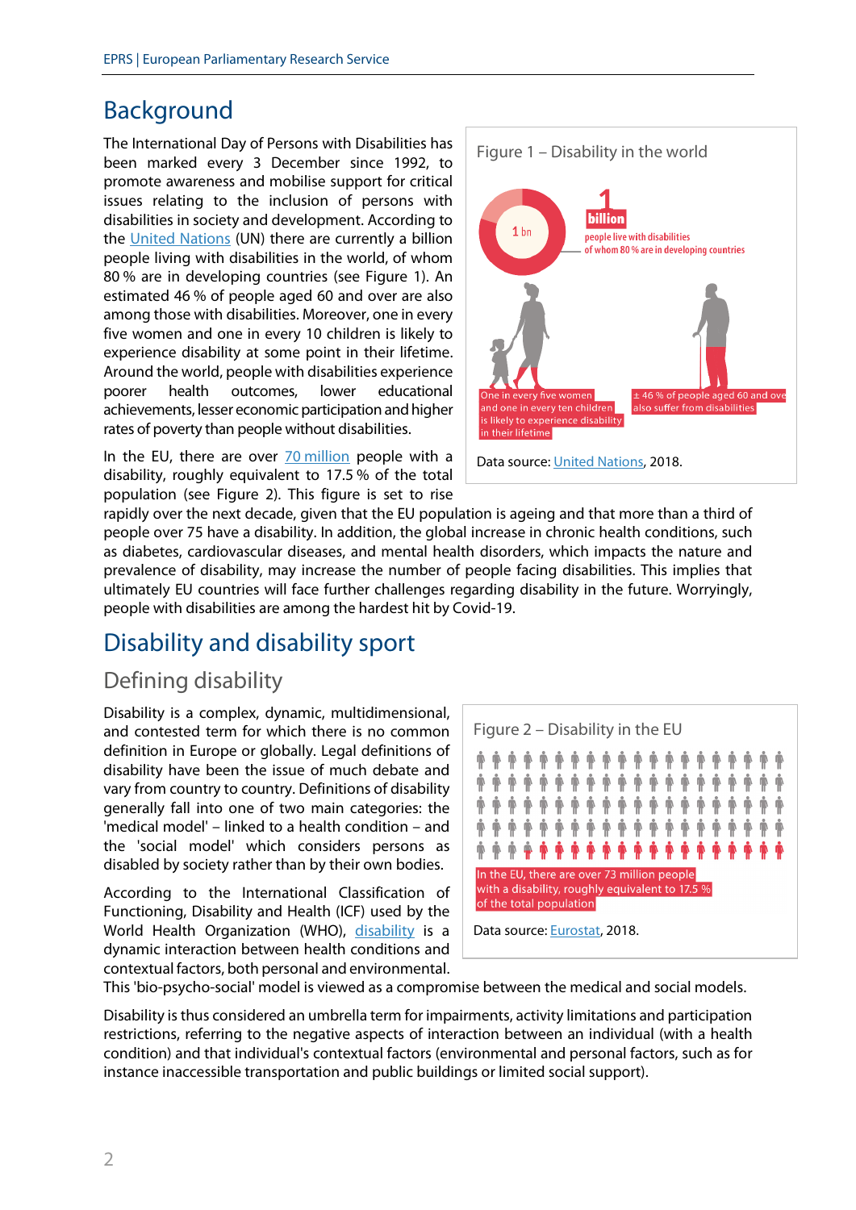# Background

The International Day of Persons with Disabilities has been marked every 3 December since 1992, to promote awareness and mobilise support for critical issues relating to the inclusion of persons with disabilities in society and development. According to the United Nations (UN) there are currently a billion people living with disabilities in the world, of whom 80 % are in developing countries (see Figure 1). An estimated 46 % of people aged 60 and over are also among those with disabilities. Moreover, one in every five women and one in every 10 children is likely to experience disability at some point in their lifetime. Around the world, people with disabilities experience poorer health outcomes, lower educational achievements, lesser economic participation and higher rates of poverty than people without disabilities.

Figure 1 – Disability in the world

1 bn

1 billion people live with disabilities of whom 80 % are in developing countries

One in every five women and one in every ten children is likely to experience disability in their lifetime

± 46 % of people aged 60 and over also suffer from disabilities

Data source: United Nations, 2018.

In the EU, there are over 70 million people with a disability, roughly equivalent to 17.5 % of the total population (see Figure 2). This figure is set to rise rapidly over the next decade, given that the EU population is ageing and that more than a third of people over 75 have a disability. In addition, the global increase in chronic health conditions, such as diabetes, cardiovascular diseases, and mental health disorders, which impacts the nature and prevalence of disability, may increase the number of people facing disabilities. This implies that ultimately EU countries will face further challenges regarding disability in the future. Worryingly, people with disabilities are among the hardest hit by Covid-19.

# Disability and disability sport

## Defining disability

Disability is a complex, dynamic, multidimensional, and contested term for which there is no common definition in Europe or globally. Legal definitions of disability have been the issue of much debate and vary from country to country. Definitions of disability generally fall into one of two main categories: the 'medical model' – linked to a health condition – and the 'social model' which considers persons as disabled by society rather than by their own bodies.

Figure 2 – Disability in the EU

In the EU, there are over 73 million people with a disability, roughly equivalent to 17.5 % of the total population

Data source: Eurostat, 2018.

According to the International Classification of Functioning, Disability and Health (ICF) used by the World Health Organization (WHO), disability is a dynamic interaction between health conditions and contextual factors, both personal and environmental. This 'bio-psycho-social' model is viewed as a compromise between the medical and social models.

Disability is thus considered an umbrella term for impairments, activity limitations and participation restrictions, referring to the negative aspects of interaction between an individual (with a health condition) and that individual's contextual factors (environmental and personal factors, such as for instance inaccessible transportation and public buildings or limited social support).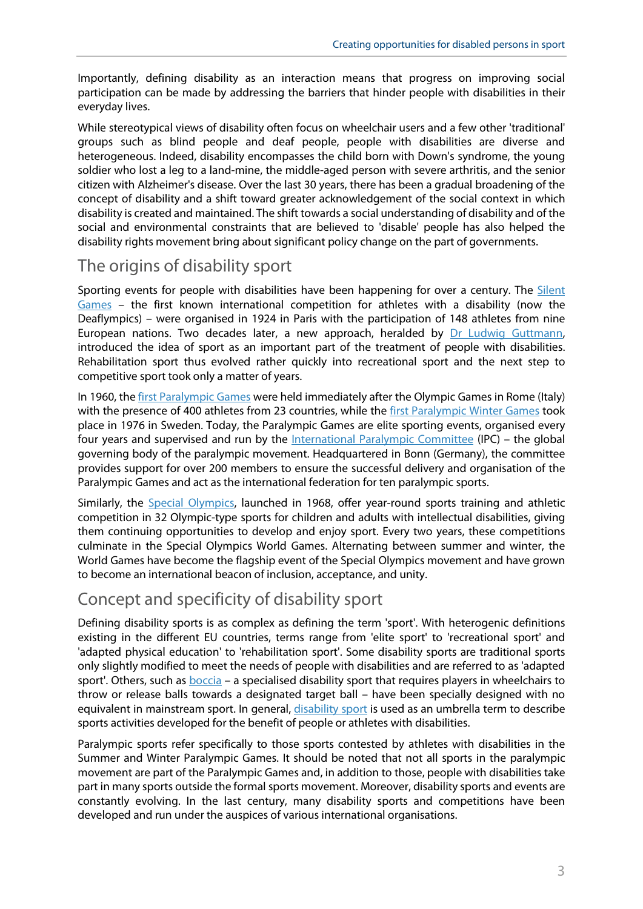Importantly, defining disability as an interaction means that progress on improving social participation can be made by addressing the barriers that hinder people with disabilities in their everyday lives.

While stereotypical views of disability often focus on wheelchair users and a few other 'traditional' groups such as blind people and deaf people, people with disabilities are diverse and heterogeneous. Indeed, disability encompasses the child born with Down's syndrome, the young soldier who lost a leg to a land-mine, the middle-aged person with severe arthritis, and the senior citizen with Alzheimer's disease. Over the last 30 years, there has been a gradual broadening of the concept of disability and a shift toward greater acknowledgement of the social context in which disability is created and maintained. The shift towards a social understanding of disability and of the social and environmental constraints that are believed to 'disable' people has also helped the disability rights movement bring about significant policy change on the part of governments.

## The origins of disability sport

Sporting events for people with disabilities have been happening for over a century. The Silent Games – the first known international competition for athletes with a disability (now the Deaflympics) – were organised in 1924 in Paris with the participation of 148 athletes from nine European nations. Two decades later, a new approach, heralded by Dr Ludwig Guttmann, introduced the idea of sport as an important part of the treatment of people with disabilities. Rehabilitation sport thus evolved rather quickly into recreational sport and the next step to competitive sport took only a matter of years.

In 1960, the first Paralympic Games were held immediately after the Olympic Games in Rome (Italy) with the presence of 400 athletes from 23 countries, while the first Paralympic Winter Games took place in 1976 in Sweden. Today, the Paralympic Games are elite sporting events, organised every four years and supervised and run by the International Paralympic Committee (IPC) – the global governing body of the paralympic movement. Headquartered in Bonn (Germany), the committee provides support for over 200 members to ensure the successful delivery and organisation of the Paralympic Games and act as the international federation for ten paralympic sports.

Similarly, the Special Olympics, launched in 1968, offer year-round sports training and athletic competition in 32 Olympic-type sports for children and adults with intellectual disabilities, giving them continuing opportunities to develop and enjoy sport. Every two years, these competitions culminate in the Special Olympics World Games. Alternating between summer and winter, the World Games have become the flagship event of the Special Olympics movement and have grown to become an international beacon of inclusion, acceptance, and unity.

## Concept and specificity of disability sport

Defining disability sports is as complex as defining the term 'sport'. With heterogenic definitions existing in the different EU countries, terms range from 'elite sport' to 'recreational sport' and 'adapted physical education' to 'rehabilitation sport'. Some disability sports are traditional sports only slightly modified to meet the needs of people with disabilities and are referred to as 'adapted sport'. Others, such as boccia – a specialised disability sport that requires players in wheelchairs to throw or release balls towards a designated target ball – have been specially designed with no equivalent in mainstream sport. In general, disability sport is used as an umbrella term to describe sports activities developed for the benefit of people or athletes with disabilities.

Paralympic sports refer specifically to those sports contested by athletes with disabilities in the Summer and Winter Paralympic Games. It should be noted that not all sports in the paralympic movement are part of the Paralympic Games and, in addition to those, people with disabilities take part in many sports outside the formal sports movement. Moreover, disability sports and events are constantly evolving. In the last century, many disability sports and competitions have been developed and run under the auspices of various international organisations.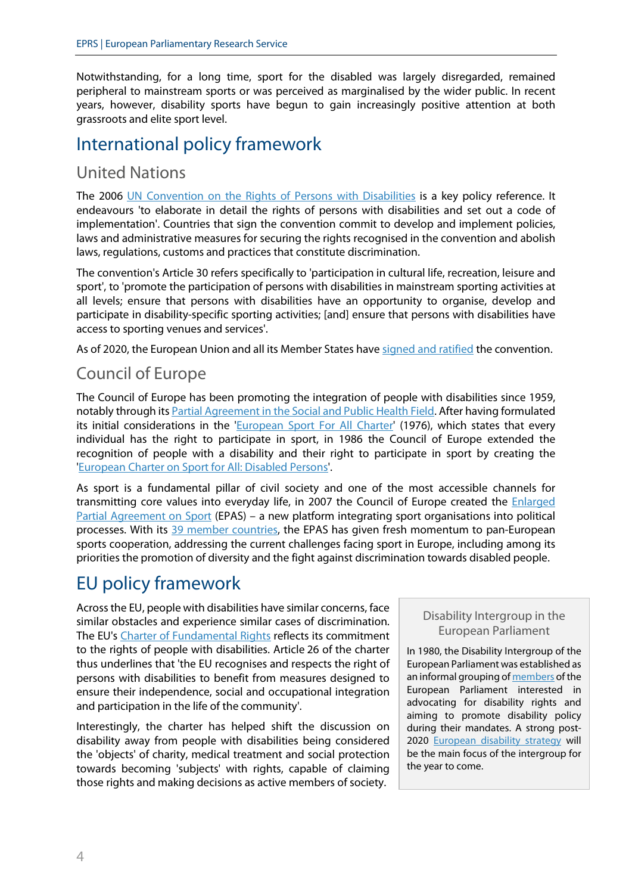Notwithstanding, for a long time, sport for the disabled was largely disregarded, remained peripheral to mainstream sports or was perceived as marginalised by the wider public. In recent years, however, disability sports have begun to gain increasingly positive attention at both grassroots and elite sport level.

# International policy framework

## United Nations

The 2006 UN Convention on the Rights of Persons with Disabilities is a key policy reference. It endeavours 'to elaborate in detail the rights of persons with disabilities and set out a code of implementation'. Countries that sign the convention commit to develop and implement policies, laws and administrative measures for securing the rights recognised in the convention and abolish laws, regulations, customs and practices that constitute discrimination.

The convention's Article 30 refers specifically to 'participation in cultural life, recreation, leisure and sport', to 'promote the participation of persons with disabilities in mainstream sporting activities at all levels; ensure that persons with disabilities have an opportunity to organise, develop and participate in disability-specific sporting activities; [and] ensure that persons with disabilities have access to sporting venues and services'.

As of 2020, the European Union and all its Member States have signed and ratified the convention.

## Council of Europe

The Council of Europe has been promoting the integration of people with disabilities since 1959, notably through its Partial Agreement in the Social and Public Health Field. After having formulated its initial considerations in the 'European Sport For All Charter' (1976), which states that every individual has the right to participate in sport, in 1986 the Council of Europe extended the recognition of people with a disability and their right to participate in sport by creating the 'European Charter on Sport for All: Disabled Persons'.

As sport is a fundamental pillar of civil society and one of the most accessible channels for transmitting core values into everyday life, in 2007 the Council of Europe created the Enlarged Partial Agreement on Sport (EPAS) – a new platform integrating sport organisations into political processes. With its 39 member countries, the EPAS has given fresh momentum to pan-European sports cooperation, addressing the current challenges facing sport in Europe, including among its priorities the promotion of diversity and the fight against discrimination towards disabled people.

# EU policy framework

Across the EU, people with disabilities have similar concerns, face similar obstacles and experience similar cases of discrimination. The EU's Charter of Fundamental Rights reflects its commitment to the rights of people with disabilities. Article 26 of the charter thus underlines that 'the EU recognises and respects the right of persons with disabilities to benefit from measures designed to ensure their independence, social and occupational integration and participation in the life of the community'.

Interestingly, the charter has helped shift the discussion on disability away from people with disabilities being considered the 'objects' of charity, medical treatment and social protection towards becoming 'subjects' with rights, capable of claiming those rights and making decisions as active members of society.

### Disability Intergroup in the European Parliament

In 1980, the Disability Intergroup of the European Parliament was established as an informal grouping of members of the European Parliament interested in advocating for disability rights and aiming to promote disability policy during their mandates. A strong post-2020 European disability strategy will be the main focus of the intergroup for the year to come.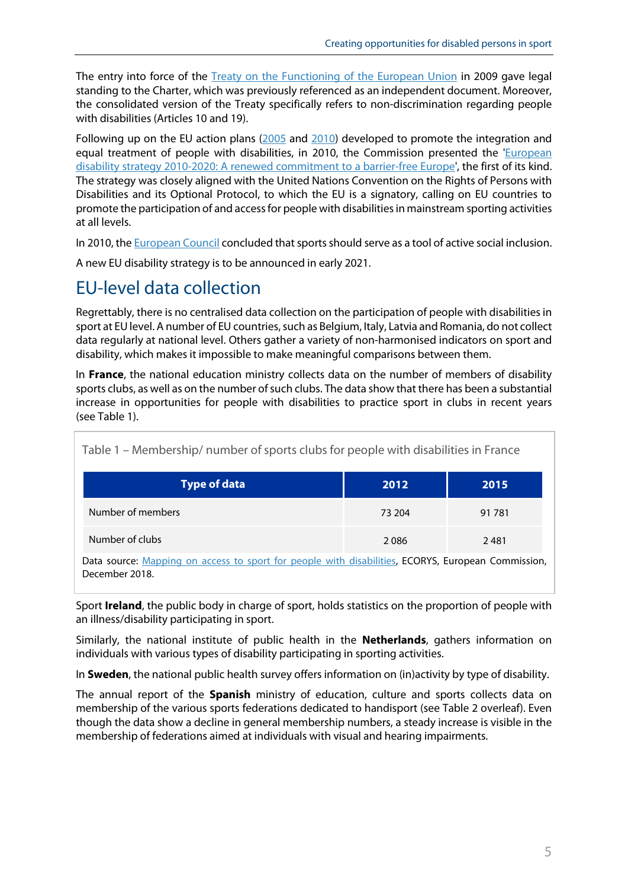The entry into force of the Treaty on the Functioning of the European Union in 2009 gave legal standing to the Charter, which was previously referenced as an independent document. Moreover, the consolidated version of the Treaty specifically refers to non-discrimination regarding people with disabilities (Articles 10 and 19).

Following up on the EU action plans (2005 and 2010) developed to promote the integration and equal treatment of people with disabilities, in 2010, the Commission presented the 'European disability strategy 2010-2020: A renewed commitment to a barrier-free Europe', the first of its kind. The strategy was closely aligned with the United Nations Convention on the Rights of Persons with Disabilities and its Optional Protocol, to which the EU is a signatory, calling on EU countries to promote the participation of and access for people with disabilities in mainstream sporting activities at all levels.

In 2010, the European Council concluded that sports should serve as a tool of active social inclusion.

A new EU disability strategy is to be announced in early 2021.

## EU-level data collection

Regrettably, there is no centralised data collection on the participation of people with disabilities in sport at EU level. A number of EU countries, such as Belgium, Italy, Latvia and Romania, do not collect data regularly at national level. Others gather a variety of non-harmonised indicators on sport and disability, which makes it impossible to make meaningful comparisons between them.

In **France**, the national education ministry collects data on the number of members of disability sports clubs, as well as on the number of such clubs. The data show that there has been a substantial increase in opportunities for people with disabilities to practice sport in clubs in recent years (see Table 1).

Table 1 – Membership/ number of sports clubs for people with disabilities in France

| Type of data | 2012 | 2015 |
|---|---|---|
| Number of members | 73 204 | 91 781 |
| Number of clubs | 2 086 | 2 481 |

Data source: Mapping on access to sport for people with disabilities, ECORYS, European Commission, December 2018.

Sport **Ireland**, the public body in charge of sport, holds statistics on the proportion of people with an illness/disability participating in sport.

Similarly, the national institute of public health in the **Netherlands**, gathers information on individuals with various types of disability participating in sporting activities.

In **Sweden**, the national public health survey offers information on (in)activity by type of disability.

The annual report of the **Spanish** ministry of education, culture and sports collects data on membership of the various sports federations dedicated to handisport (see Table 2 overleaf). Even though the data show a decline in general membership numbers, a steady increase is visible in the membership of federations aimed at individuals with visual and hearing impairments.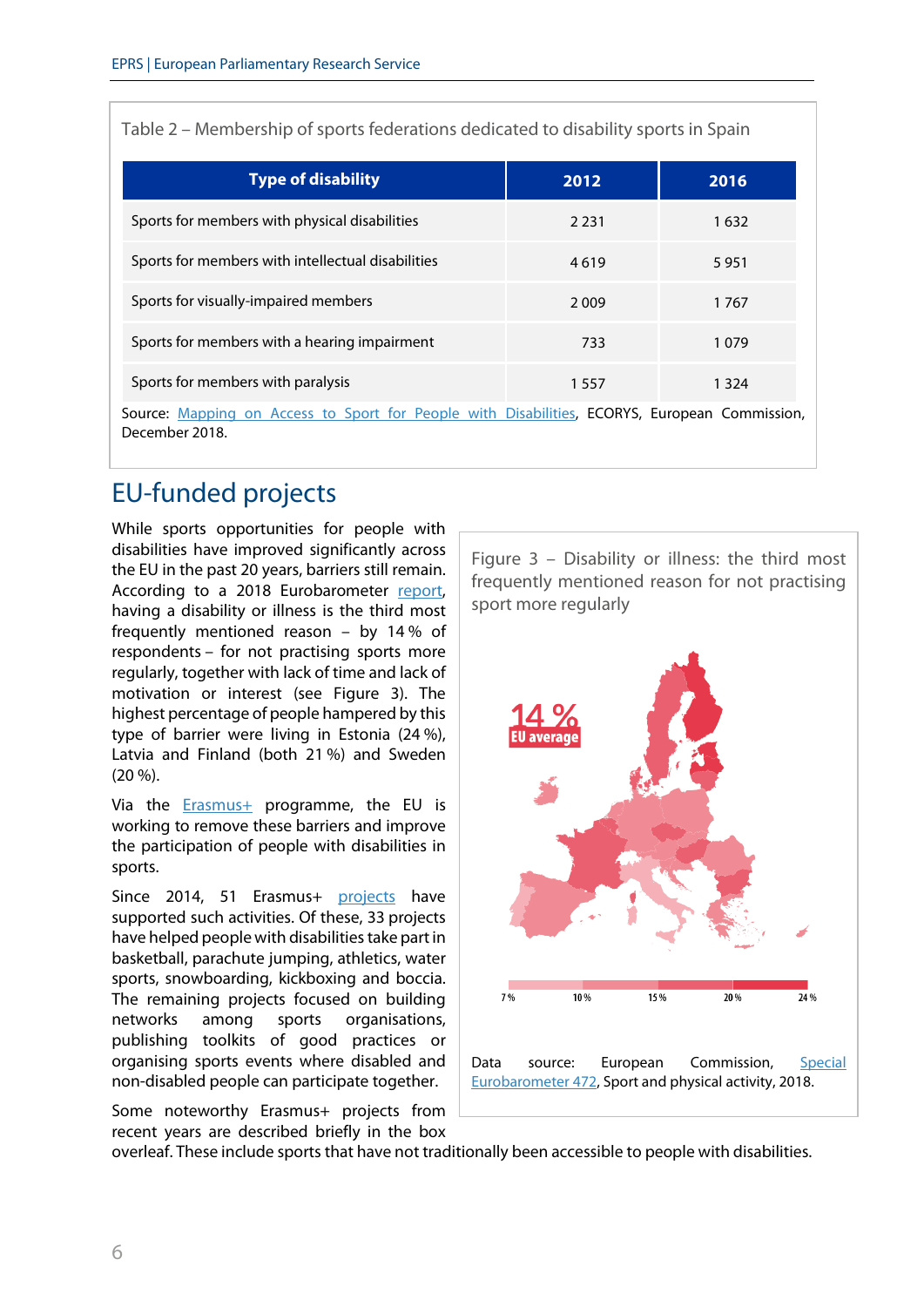Table 2 – Membership of sports federations dedicated to disability sports in Spain

| Type of disability | 2012 | 2016 |
|---|---|---|
| Sports for members with physical disabilities | 2 231 | 1 632 |
| Sports for members with intellectual disabilities | 4 619 | 5 951 |
| Sports for visually-impaired members | 2 009 | 1 767 |
| Sports for members with a hearing impairment | 733 | 1 079 |
| Sports for members with paralysis | 1 557 | 1 324 |

Source: Mapping on Access to Sport for People with Disabilities, ECORYS, European Commission, December 2018.

## EU-funded projects

While sports opportunities for people with disabilities have improved significantly across the EU in the past 20 years, barriers still remain. According to a 2018 Eurobarometer report, having a disability or illness is the third most frequently mentioned reason – by 14 % of respondents – for not practising sports more regularly, together with lack of time and lack of motivation or interest (see Figure 3). The highest percentage of people hampered by this type of barrier were living in Estonia (24 %), Latvia and Finland (both 21 %) and Sweden (20 %).

Figure 3 – Disability or illness: the third most frequently mentioned reason for not practising sport more regularly

14 % EU average

7 % 10 % 15 % 20 % 24 %

Data source: European Commission, Special Eurobarometer 472, Sport and physical activity, 2018.

Via the Erasmus+ programme, the EU is working to remove these barriers and improve the participation of people with disabilities in sports.

Since 2014, 51 Erasmus+ projects have supported such activities. Of these, 33 projects have helped people with disabilities take part in basketball, parachute jumping, athletics, water sports, snowboarding, kickboxing and boccia. The remaining projects focused on building networks among sports organisations, publishing toolkits of good practices or organising sports events where disabled and non-disabled people can participate together.

Some noteworthy Erasmus+ projects from recent years are described briefly in the box overleaf. These include sports that have not traditionally been accessible to people with disabilities.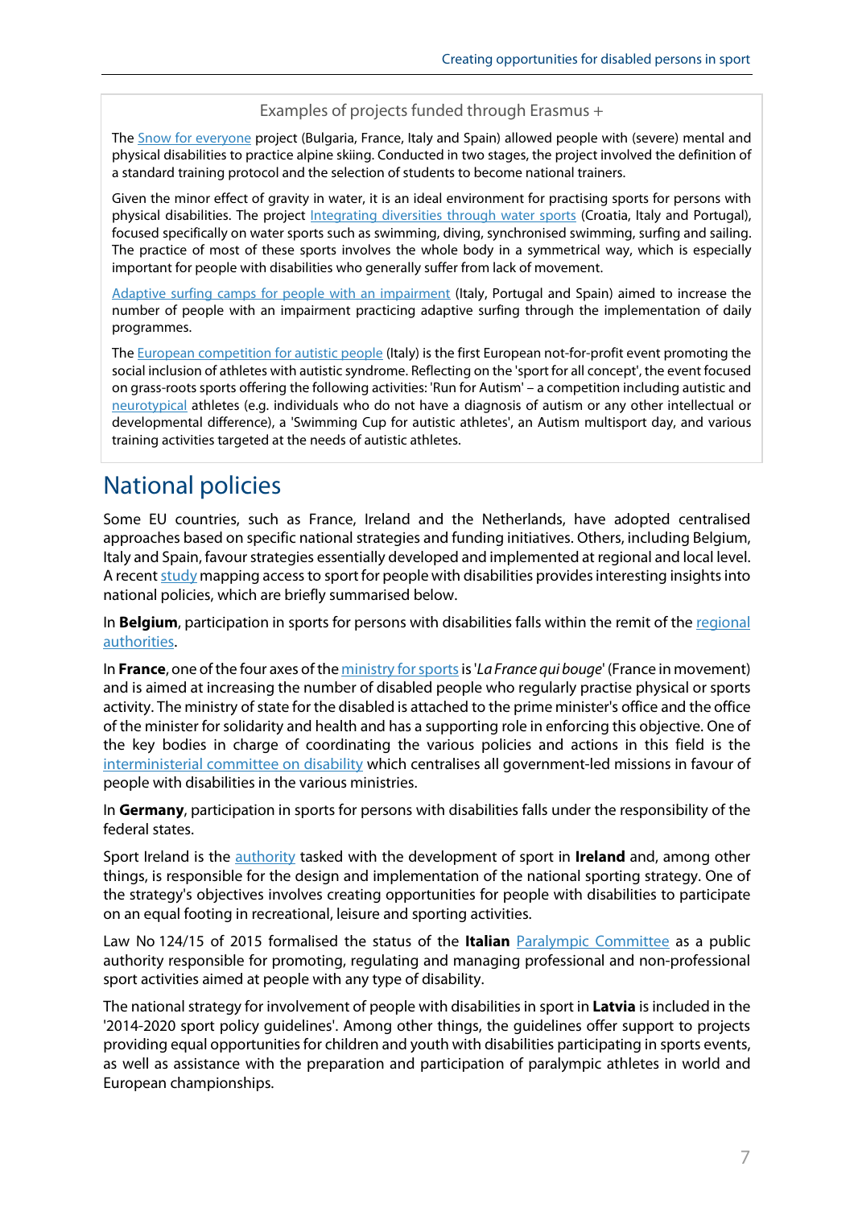Examples of projects funded through Erasmus +

The Snow for everyone project (Bulgaria, France, Italy and Spain) allowed people with (severe) mental and physical disabilities to practice alpine skiing. Conducted in two stages, the project involved the definition of a standard training protocol and the selection of students to become national trainers.

Given the minor effect of gravity in water, it is an ideal environment for practising sports for persons with physical disabilities. The project Integrating diversities through water sports (Croatia, Italy and Portugal), focused specifically on water sports such as swimming, diving, synchronised swimming, surfing and sailing. The practice of most of these sports involves the whole body in a symmetrical way, which is especially important for people with disabilities who generally suffer from lack of movement.

Adaptive surfing camps for people with an impairment (Italy, Portugal and Spain) aimed to increase the number of people with an impairment practicing adaptive surfing through the implementation of daily programmes.

The European competition for autistic people (Italy) is the first European not-for-profit event promoting the social inclusion of athletes with autistic syndrome. Reflecting on the 'sport for all concept', the event focused on grass-roots sports offering the following activities: 'Run for Autism' – a competition including autistic and neurotypical athletes (e.g. individuals who do not have a diagnosis of autism or any other intellectual or developmental difference), a 'Swimming Cup for autistic athletes', an Autism multisport day, and various training activities targeted at the needs of autistic athletes.

## National policies

Some EU countries, such as France, Ireland and the Netherlands, have adopted centralised approaches based on specific national strategies and funding initiatives. Others, including Belgium, Italy and Spain, favour strategies essentially developed and implemented at regional and local level. A recent study mapping access to sport for people with disabilities provides interesting insights into national policies, which are briefly summarised below.

In **Belgium**, participation in sports for persons with disabilities falls within the remit of the regional authorities.

In **France**, one of the four axes of the ministry for sports is '*La France qui bouge*' (France in movement) and is aimed at increasing the number of disabled people who regularly practise physical or sports activity. The ministry of state for the disabled is attached to the prime minister's office and the office of the minister for solidarity and health and has a supporting role in enforcing this objective. One of the key bodies in charge of coordinating the various policies and actions in this field is the interministerial committee on disability which centralises all government-led missions in favour of people with disabilities in the various ministries.

In **Germany**, participation in sports for persons with disabilities falls under the responsibility of the federal states.

Sport Ireland is the authority tasked with the development of sport in **Ireland** and, among other things, is responsible for the design and implementation of the national sporting strategy. One of the strategy's objectives involves creating opportunities for people with disabilities to participate on an equal footing in recreational, leisure and sporting activities.

Law No 124/15 of 2015 formalised the status of the **Italian** Paralympic Committee as a public authority responsible for promoting, regulating and managing professional and non-professional sport activities aimed at people with any type of disability.

The national strategy for involvement of people with disabilities in sport in **Latvia** is included in the '2014-2020 sport policy guidelines'. Among other things, the guidelines offer support to projects providing equal opportunities for children and youth with disabilities participating in sports events, as well as assistance with the preparation and participation of paralympic athletes in world and European championships.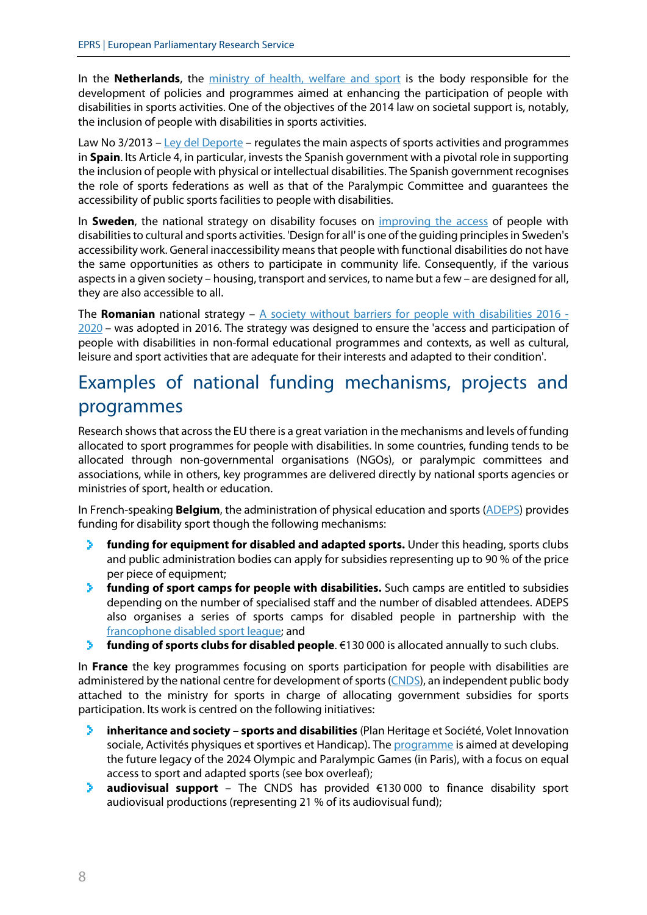In the **Netherlands**, the ministry of health, welfare and sport is the body responsible for the development of policies and programmes aimed at enhancing the participation of people with disabilities in sports activities. One of the objectives of the 2014 law on societal support is, notably, the inclusion of people with disabilities in sports activities.

Law No 3/2013 – Ley del Deporte – regulates the main aspects of sports activities and programmes in **Spain**. Its Article 4, in particular, invests the Spanish government with a pivotal role in supporting the inclusion of people with physical or intellectual disabilities. The Spanish government recognises the role of sports federations as well as that of the Paralympic Committee and guarantees the accessibility of public sports facilities to people with disabilities.

In **Sweden**, the national strategy on disability focuses on improving the access of people with disabilities to cultural and sports activities. 'Design for all' is one of the guiding principles in Sweden's accessibility work. General inaccessibility means that people with functional disabilities do not have the same opportunities as others to participate in community life. Consequently, if the various aspects in a given society – housing, transport and services, to name but a few – are designed for all, they are also accessible to all.

The **Romanian** national strategy – A society without barriers for people with disabilities 2016 - 2020 – was adopted in 2016. The strategy was designed to ensure the 'access and participation of people with disabilities in non-formal educational programmes and contexts, as well as cultural, leisure and sport activities that are adequate for their interests and adapted to their condition'.

## Examples of national funding mechanisms, projects and programmes

Research shows that across the EU there is a great variation in the mechanisms and levels of funding allocated to sport programmes for people with disabilities. In some countries, funding tends to be allocated through non-governmental organisations (NGOs), or paralympic committees and associations, while in others, key programmes are delivered directly by national sports agencies or ministries of sport, health or education.

In French-speaking **Belgium**, the administration of physical education and sports (ADEPS) provides funding for disability sport though the following mechanisms:

- **funding for equipment for disabled and adapted sports.** Under this heading, sports clubs and public administration bodies can apply for subsidies representing up to 90 % of the price per piece of equipment;
- **funding of sport camps for people with disabilities.** Such camps are entitled to subsidies depending on the number of specialised staff and the number of disabled attendees. ADEPS also organises a series of sports camps for disabled people in partnership with the francophone disabled sport league; and
- **funding of sports clubs for disabled people**. €130 000 is allocated annually to such clubs.

In **France** the key programmes focusing on sports participation for people with disabilities are administered by the national centre for development of sports (CNDS), an independent public body attached to the ministry for sports in charge of allocating government subsidies for sports participation. Its work is centred on the following initiatives:

- **inheritance and society – sports and disabilities** (Plan Heritage et Société, Volet Innovation sociale, Activités physiques et sportives et Handicap). The programme is aimed at developing the future legacy of the 2024 Olympic and Paralympic Games (in Paris), with a focus on equal access to sport and adapted sports (see box overleaf);
- **audiovisual support** – The CNDS has provided €130 000 to finance disability sport audiovisual productions (representing 21 % of its audiovisual fund);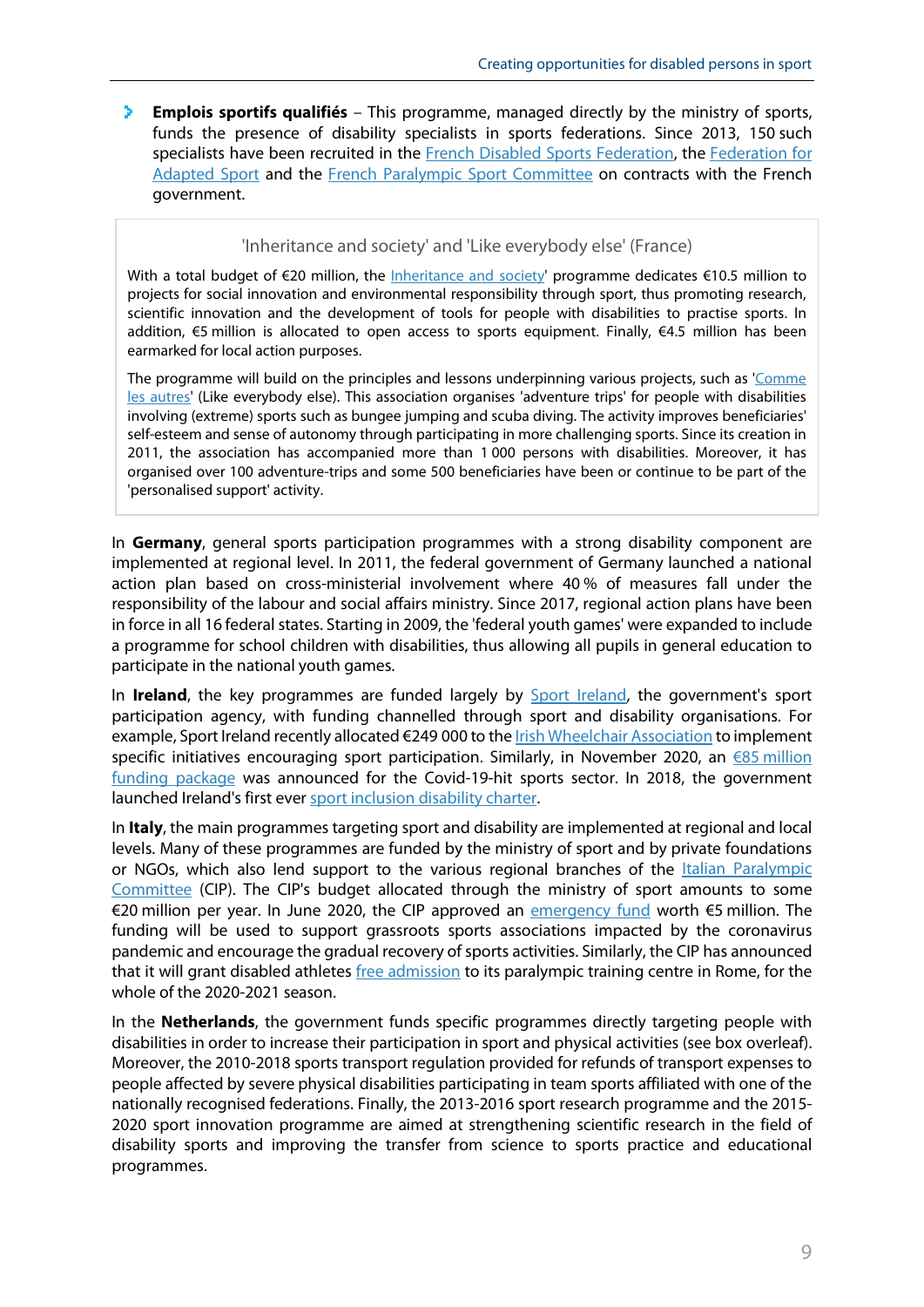- **Emplois sportifs qualifiés** – This programme, managed directly by the ministry of sports, funds the presence of disability specialists in sports federations. Since 2013, 150 such specialists have been recruited in the French Disabled Sports Federation, the Federation for Adapted Sport and the French Paralympic Sport Committee on contracts with the French government.

### 'Inheritance and society' and 'Like everybody else' (France)

With a total budget of €20 million, the Inheritance and society' programme dedicates €10.5 million to projects for social innovation and environmental responsibility through sport, thus promoting research, scientific innovation and the development of tools for people with disabilities to practise sports. In addition, €5 million is allocated to open access to sports equipment. Finally, €4.5 million has been earmarked for local action purposes.

The programme will build on the principles and lessons underpinning various projects, such as 'Comme les autres' (Like everybody else). This association organises 'adventure trips' for people with disabilities involving (extreme) sports such as bungee jumping and scuba diving. The activity improves beneficiaries' self-esteem and sense of autonomy through participating in more challenging sports. Since its creation in 2011, the association has accompanied more than 1 000 persons with disabilities. Moreover, it has organised over 100 adventure-trips and some 500 beneficiaries have been or continue to be part of the 'personalised support' activity.

In **Germany**, general sports participation programmes with a strong disability component are implemented at regional level. In 2011, the federal government of Germany launched a national action plan based on cross-ministerial involvement where 40 % of measures fall under the responsibility of the labour and social affairs ministry. Since 2017, regional action plans have been in force in all 16 federal states. Starting in 2009, the 'federal youth games' were expanded to include a programme for school children with disabilities, thus allowing all pupils in general education to participate in the national youth games.

In **Ireland**, the key programmes are funded largely by Sport Ireland, the government's sport participation agency, with funding channelled through sport and disability organisations. For example, Sport Ireland recently allocated €249 000 to the Irish Wheelchair Association to implement specific initiatives encouraging sport participation. Similarly, in November 2020, an €85 million funding package was announced for the Covid-19-hit sports sector. In 2018, the government launched Ireland's first ever sport inclusion disability charter.

In **Italy**, the main programmes targeting sport and disability are implemented at regional and local levels. Many of these programmes are funded by the ministry of sport and by private foundations or NGOs, which also lend support to the various regional branches of the Italian Paralympic Committee (CIP). The CIP's budget allocated through the ministry of sport amounts to some €20 million per year. In June 2020, the CIP approved an emergency fund worth €5 million. The funding will be used to support grassroots sports associations impacted by the coronavirus pandemic and encourage the gradual recovery of sports activities. Similarly, the CIP has announced that it will grant disabled athletes free admission to its paralympic training centre in Rome, for the whole of the 2020-2021 season.

In the **Netherlands**, the government funds specific programmes directly targeting people with disabilities in order to increase their participation in sport and physical activities (see box overleaf). Moreover, the 2010-2018 sports transport regulation provided for refunds of transport expenses to people affected by severe physical disabilities participating in team sports affiliated with one of the nationally recognised federations. Finally, the 2013-2016 sport research programme and the 2015-2020 sport innovation programme are aimed at strengthening scientific research in the field of disability sports and improving the transfer from science to sports practice and educational programmes.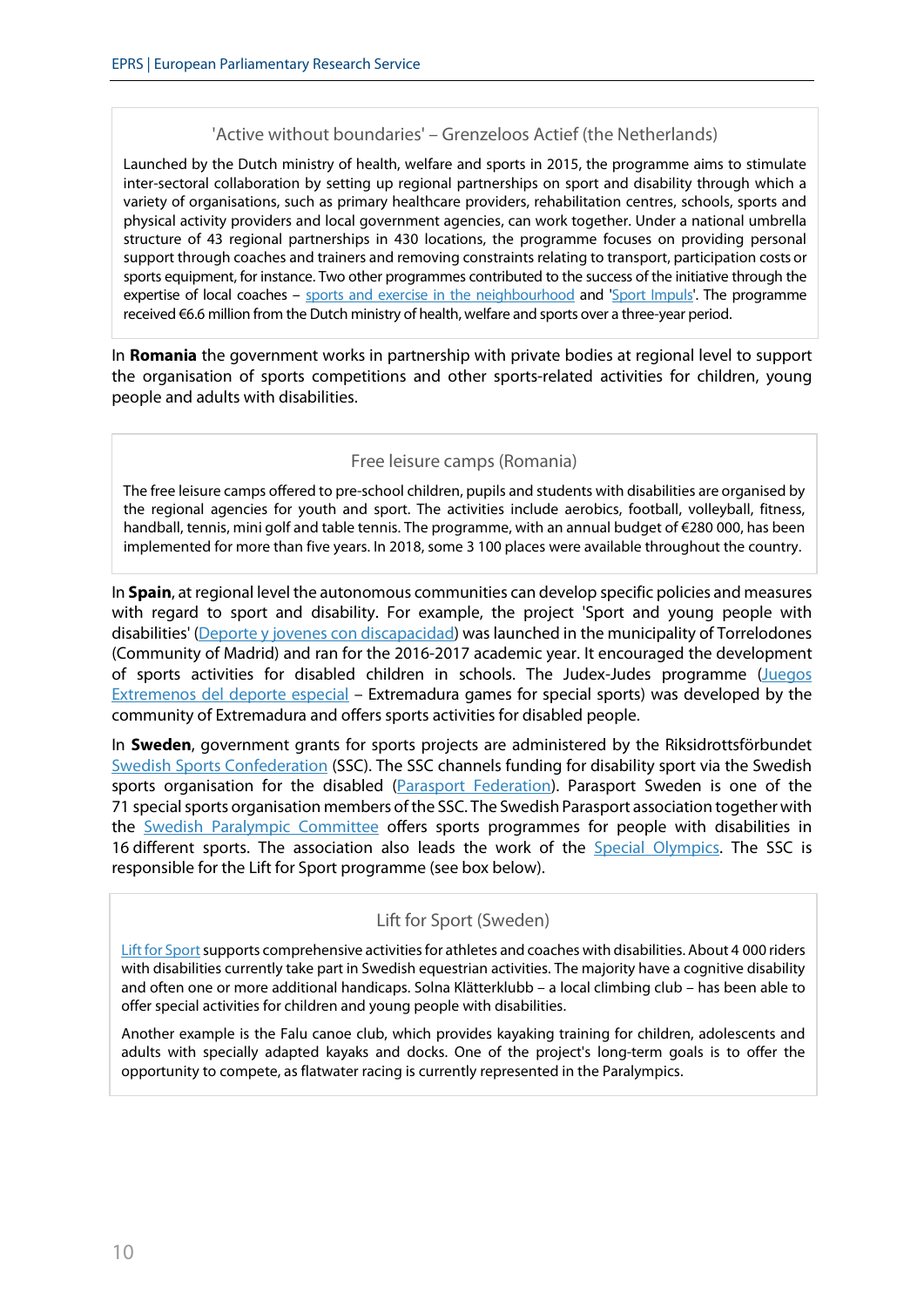### 'Active without boundaries' – Grenzeloos Actief (the Netherlands)

Launched by the Dutch ministry of health, welfare and sports in 2015, the programme aims to stimulate inter-sectoral collaboration by setting up regional partnerships on sport and disability through which a variety of organisations, such as primary healthcare providers, rehabilitation centres, schools, sports and physical activity providers and local government agencies, can work together. Under a national umbrella structure of 43 regional partnerships in 430 locations, the programme focuses on providing personal support through coaches and trainers and removing constraints relating to transport, participation costs or sports equipment, for instance. Two other programmes contributed to the success of the initiative through the expertise of local coaches – sports and exercise in the neighbourhood and 'Sport Impuls'. The programme received €6.6 million from the Dutch ministry of health, welfare and sports over a three-year period.

In **Romania** the government works in partnership with private bodies at regional level to support the organisation of sports competitions and other sports-related activities for children, young people and adults with disabilities.

### Free leisure camps (Romania)

The free leisure camps offered to pre-school children, pupils and students with disabilities are organised by the regional agencies for youth and sport. The activities include aerobics, football, volleyball, fitness, handball, tennis, mini golf and table tennis. The programme, with an annual budget of €280 000, has been implemented for more than five years. In 2018, some 3 100 places were available throughout the country.

In **Spain**, at regional level the autonomous communities can develop specific policies and measures with regard to sport and disability. For example, the project 'Sport and young people with disabilities' (Deporte y jovenes con discapacidad) was launched in the municipality of Torrelodones (Community of Madrid) and ran for the 2016-2017 academic year. It encouraged the development of sports activities for disabled children in schools. The Judex-Judes programme (Juegos Extremenos del deporte especial – Extremadura games for special sports) was developed by the community of Extremadura and offers sports activities for disabled people.

In **Sweden**, government grants for sports projects are administered by the Riksidrottsförbundet Swedish Sports Confederation (SSC). The SSC channels funding for disability sport via the Swedish sports organisation for the disabled (Parasport Federation). Parasport Sweden is one of the 71 special sports organisation members of the SSC. The Swedish Parasport association together with the Swedish Paralympic Committee offers sports programmes for people with disabilities in 16 different sports. The association also leads the work of the Special Olympics. The SSC is responsible for the Lift for Sport programme (see box below).

### Lift for Sport (Sweden)

Lift for Sport supports comprehensive activities for athletes and coaches with disabilities. About 4 000 riders with disabilities currently take part in Swedish equestrian activities. The majority have a cognitive disability and often one or more additional handicaps. Solna Klätterklubb – a local climbing club – has been able to offer special activities for children and young people with disabilities.

Another example is the Falu canoe club, which provides kayaking training for children, adolescents and adults with specially adapted kayaks and docks. One of the project's long-term goals is to offer the opportunity to compete, as flatwater racing is currently represented in the Paralympics.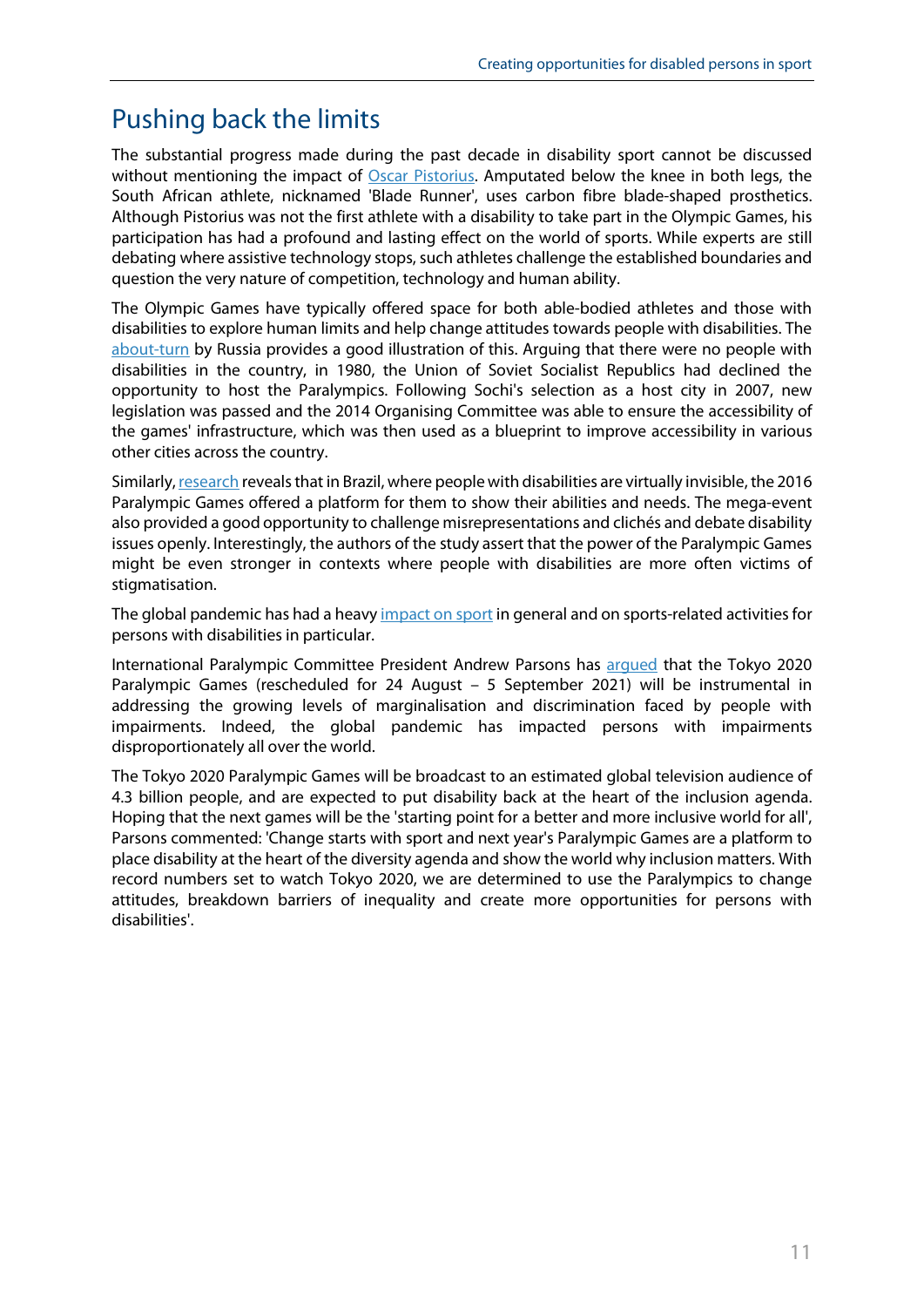## Pushing back the limits

The substantial progress made during the past decade in disability sport cannot be discussed without mentioning the impact of Oscar Pistorius. Amputated below the knee in both legs, the South African athlete, nicknamed 'Blade Runner', uses carbon fibre blade-shaped prosthetics. Although Pistorius was not the first athlete with a disability to take part in the Olympic Games, his participation has had a profound and lasting effect on the world of sports. While experts are still debating where assistive technology stops, such athletes challenge the established boundaries and question the very nature of competition, technology and human ability.

The Olympic Games have typically offered space for both able-bodied athletes and those with disabilities to explore human limits and help change attitudes towards people with disabilities. The about-turn by Russia provides a good illustration of this. Arguing that there were no people with disabilities in the country, in 1980, the Union of Soviet Socialist Republics had declined the opportunity to host the Paralympics. Following Sochi's selection as a host city in 2007, new legislation was passed and the 2014 Organising Committee was able to ensure the accessibility of the games' infrastructure, which was then used as a blueprint to improve accessibility in various other cities across the country.

Similarly, research reveals that in Brazil, where people with disabilities are virtually invisible, the 2016 Paralympic Games offered a platform for them to show their abilities and needs. The mega-event also provided a good opportunity to challenge misrepresentations and clichés and debate disability issues openly. Interestingly, the authors of the study assert that the power of the Paralympic Games might be even stronger in contexts where people with disabilities are more often victims of stigmatisation.

The global pandemic has had a heavy impact on sport in general and on sports-related activities for persons with disabilities in particular.

International Paralympic Committee President Andrew Parsons has argued that the Tokyo 2020 Paralympic Games (rescheduled for 24 August – 5 September 2021) will be instrumental in addressing the growing levels of marginalisation and discrimination faced by people with impairments. Indeed, the global pandemic has impacted persons with impairments disproportionately all over the world.

The Tokyo 2020 Paralympic Games will be broadcast to an estimated global television audience of 4.3 billion people, and are expected to put disability back at the heart of the inclusion agenda. Hoping that the next games will be the 'starting point for a better and more inclusive world for all', Parsons commented: 'Change starts with sport and next year's Paralympic Games are a platform to place disability at the heart of the diversity agenda and show the world why inclusion matters. With record numbers set to watch Tokyo 2020, we are determined to use the Paralympics to change attitudes, breakdown barriers of inequality and create more opportunities for persons with disabilities'.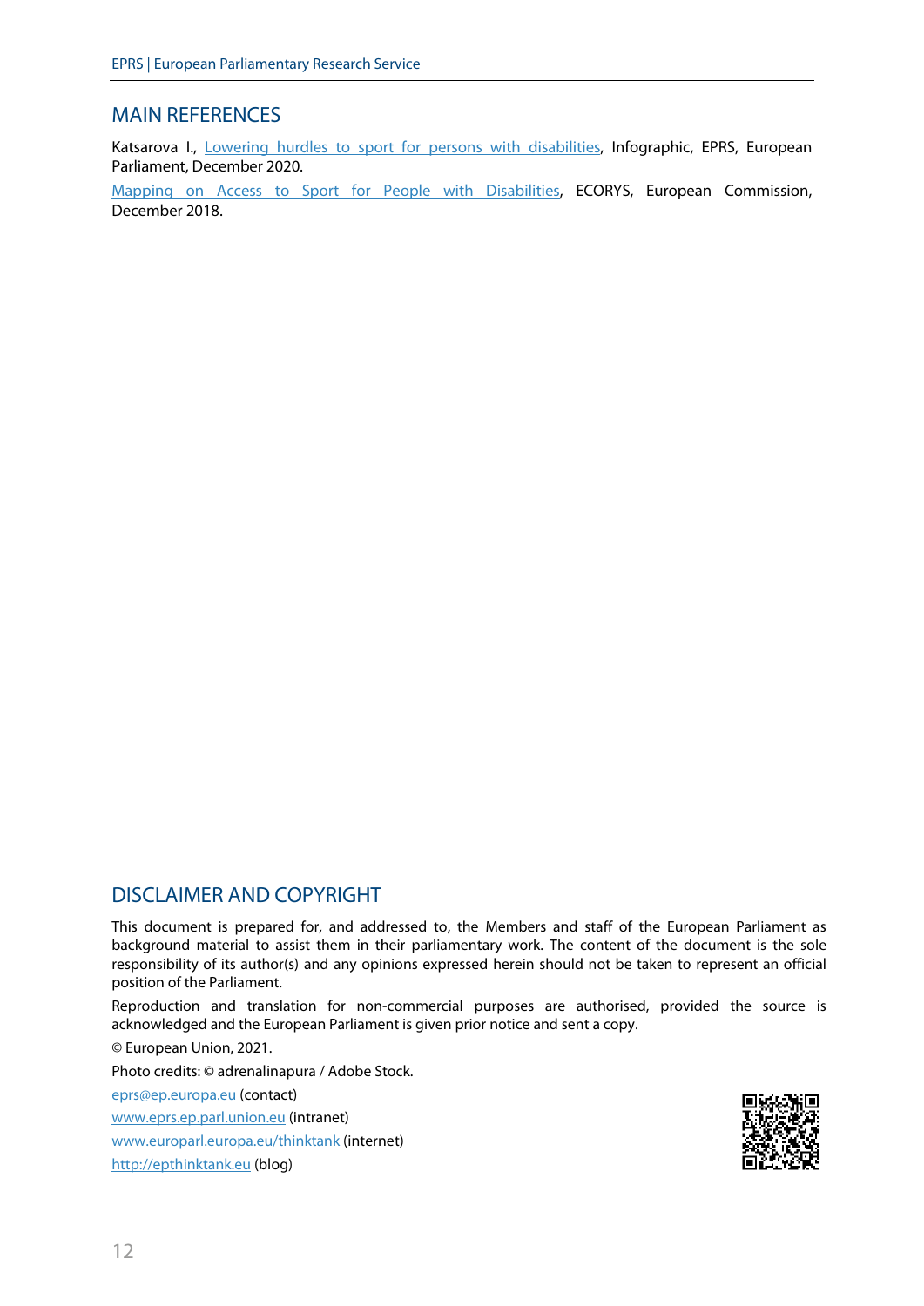## MAIN REFERENCES

Katsarova I., Lowering hurdles to sport for persons with disabilities, Infographic, EPRS, European Parliament, December 2020.

Mapping on Access to Sport for People with Disabilities, ECORYS, European Commission, December 2018.

## DISCLAIMER AND COPYRIGHT

This document is prepared for, and addressed to, the Members and staff of the European Parliament as background material to assist them in their parliamentary work. The content of the document is the sole responsibility of its author(s) and any opinions expressed herein should not be taken to represent an official position of the Parliament.

Reproduction and translation for non-commercial purposes are authorised, provided the source is acknowledged and the European Parliament is given prior notice and sent a copy.

© European Union, 2021.

Photo credits: © adrenalinapura / Adobe Stock.

eprs@ep.europa.eu (contact)

www.eprs.ep.parl.union.eu (intranet)

www.europarl.europa.eu/thinktank (internet)

http://epthinktank.eu (blog)